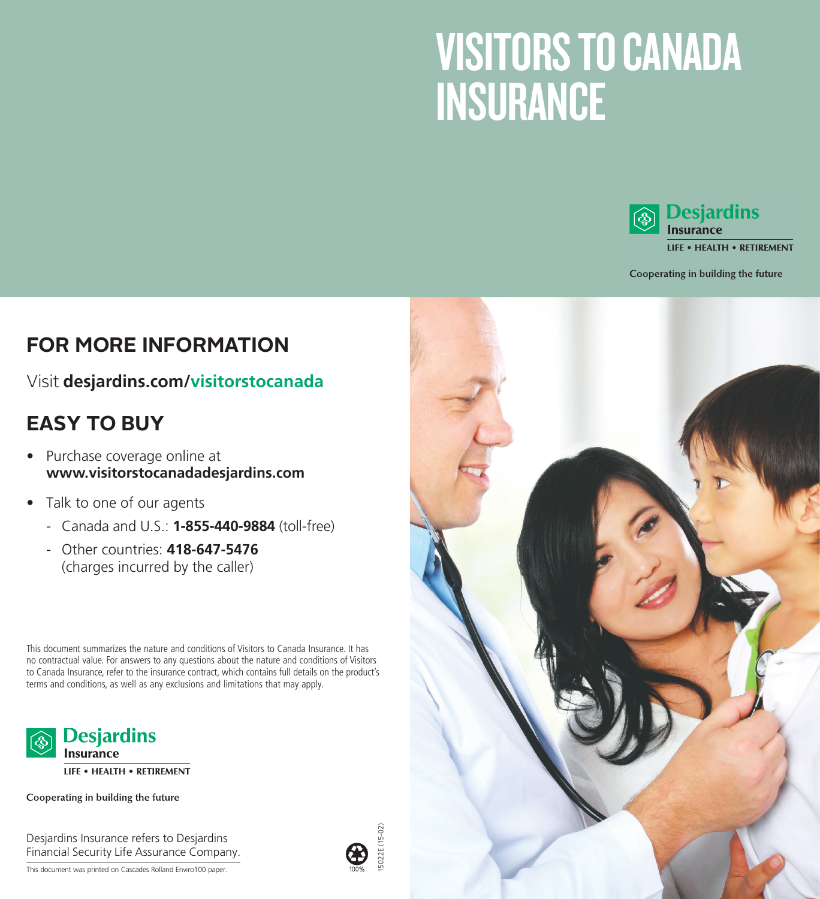# VISITORS TO CANADA INSURANCE

**Desjardins**
**Insurance**
LIFE • HEALTH • RETIREMENT

**Cooperating in building the future**

## FOR MORE INFORMATION

Visit **desjardins.com/visitorstocanada**

## EASY TO BUY

- Purchase coverage online at **www.visitorstocanadadesjardins.com**
- Talk to one of our agents
  - Canada and U.S.: **1-855-440-9884** (toll-free)
  - Other countries: **418-647-5476** (charges incurred by the caller)

This document summarizes the nature and conditions of Visitors to Canada Insurance. It has no contractual value. For answers to any questions about the nature and conditions of Visitors to Canada Insurance, refer to the insurance contract, which contains full details on the product's terms and conditions, as well as any exclusions and limitations that may apply.

**Desjardins**
**Insurance**
LIFE • HEALTH • RETIREMENT

**Cooperating in building the future**

Desjardins Insurance refers to Desjardins Financial Security Life Assurance Company.

This document was printed on Cascades Rolland Enviro100 paper.

100%

15022E (15-02)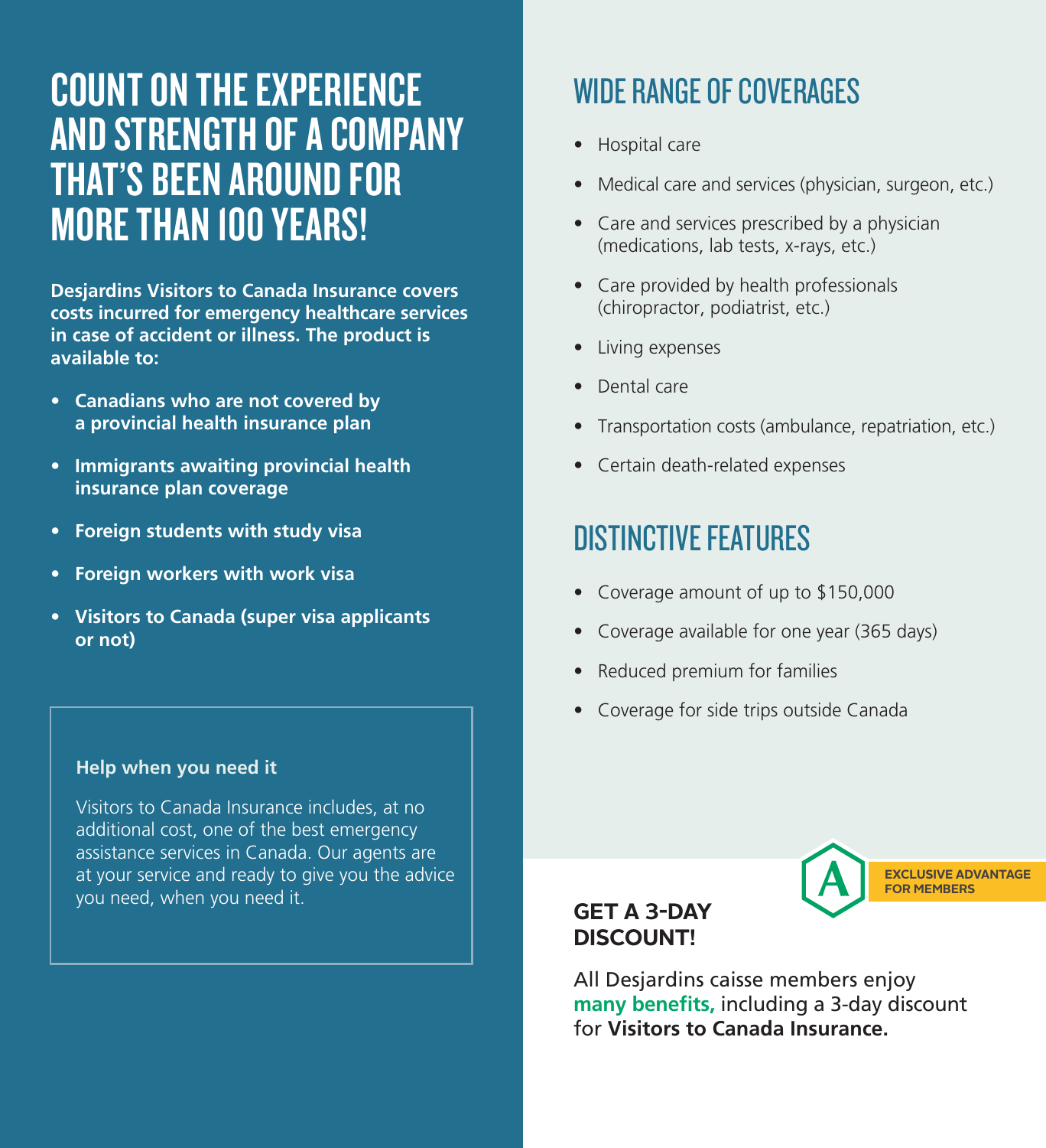# COUNT ON THE EXPERIENCE AND STRENGTH OF A COMPANY THAT'S BEEN AROUND FOR MORE THAN 100 YEARS!

**Desjardins Visitors to Canada Insurance covers costs incurred for emergency healthcare services in case of accident or illness. The product is available to:**

- **Canadians who are not covered by a provincial health insurance plan**
- **Immigrants awaiting provincial health insurance plan coverage**
- **Foreign students with study visa**
- **Foreign workers with work visa**
- **Visitors to Canada (super visa applicants or not)**

**Help when you need it**

Visitors to Canada Insurance includes, at no additional cost, one of the best emergency assistance services in Canada. Our agents are at your service and ready to give you the advice you need, when you need it.

## WIDE RANGE OF COVERAGES

- Hospital care
- Medical care and services (physician, surgeon, etc.)
- Care and services prescribed by a physician (medications, lab tests, x-rays, etc.)
- Care provided by health professionals (chiropractor, podiatrist, etc.)
- Living expenses
- Dental care
- Transportation costs (ambulance, repatriation, etc.)
- Certain death-related expenses

## DISTINCTIVE FEATURES

- Coverage amount of up to $150,000
- Coverage available for one year (365 days)
- Reduced premium for families
- Coverage for side trips outside Canada

A

**EXCLUSIVE ADVANTAGE FOR MEMBERS**

**GET A 3-DAY DISCOUNT!**

All Desjardins caisse members enjoy **many benefits,** including a 3-day discount for **Visitors to Canada Insurance.**